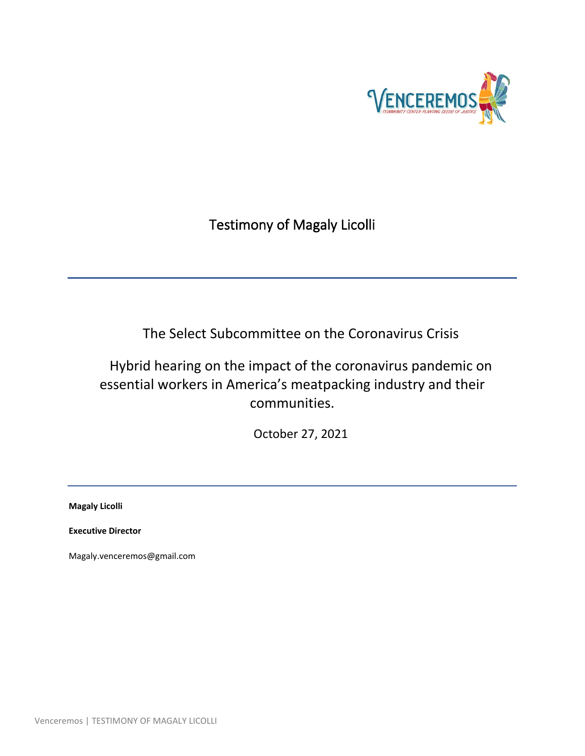# Testimony of Magaly Licolli

---

## The Select Subcommittee on the Coronavirus Crisis

## Hybrid hearing on the impact of the coronavirus pandemic on essential workers in America's meatpacking industry and their communities.

October 27, 2021

---

**Magaly Licolli**

**Executive Director**

Magaly.venceremos@gmail.com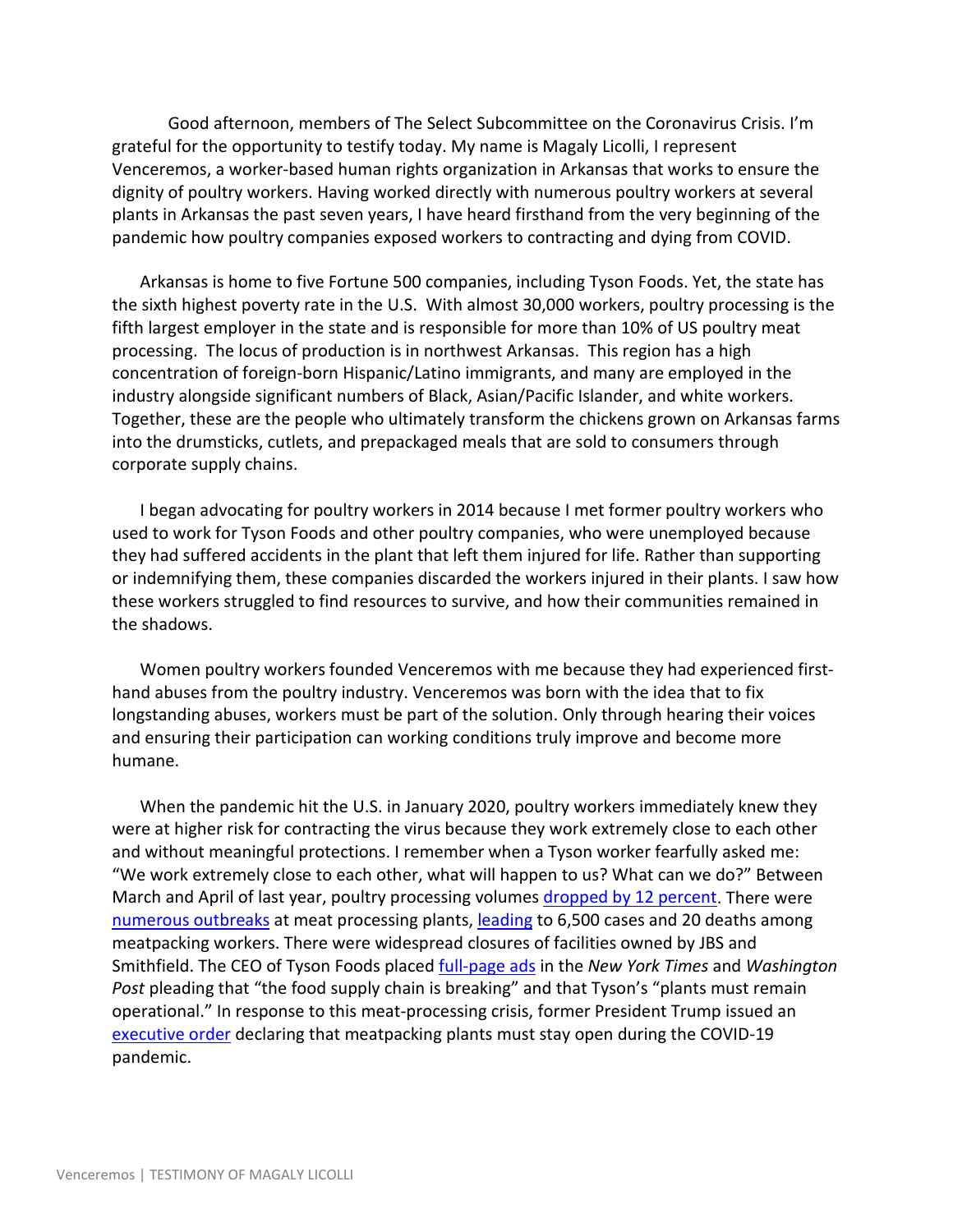Good afternoon, members of The Select Subcommittee on the Coronavirus Crisis. I'm grateful for the opportunity to testify today. My name is Magaly Licolli, I represent Venceremos, a worker-based human rights organization in Arkansas that works to ensure the dignity of poultry workers. Having worked directly with numerous poultry workers at several plants in Arkansas the past seven years, I have heard firsthand from the very beginning of the pandemic how poultry companies exposed workers to contracting and dying from COVID.

Arkansas is home to five Fortune 500 companies, including Tyson Foods. Yet, the state has the sixth highest poverty rate in the U.S. With almost 30,000 workers, poultry processing is the fifth largest employer in the state and is responsible for more than 10% of US poultry meat processing. The locus of production is in northwest Arkansas. This region has a high concentration of foreign-born Hispanic/Latino immigrants, and many are employed in the industry alongside significant numbers of Black, Asian/Pacific Islander, and white workers. Together, these are the people who ultimately transform the chickens grown on Arkansas farms into the drumsticks, cutlets, and prepackaged meals that are sold to consumers through corporate supply chains.

I began advocating for poultry workers in 2014 because I met former poultry workers who used to work for Tyson Foods and other poultry companies, who were unemployed because they had suffered accidents in the plant that left them injured for life. Rather than supporting or indemnifying them, these companies discarded the workers injured in their plants. I saw how these workers struggled to find resources to survive, and how their communities remained in the shadows.

Women poultry workers founded Venceremos with me because they had experienced first-hand abuses from the poultry industry. Venceremos was born with the idea that to fix longstanding abuses, workers must be part of the solution. Only through hearing their voices and ensuring their participation can working conditions truly improve and become more humane.

When the pandemic hit the U.S. in January 2020, poultry workers immediately knew they were at higher risk for contracting the virus because they work extremely close to each other and without meaningful protections. I remember when a Tyson worker fearfully asked me: "We work extremely close to each other, what will happen to us? What can we do?" Between March and April of last year, poultry processing volumes dropped by 12 percent. There were numerous outbreaks at meat processing plants, leading to 6,500 cases and 20 deaths among meatpacking workers. There were widespread closures of facilities owned by JBS and Smithfield. The CEO of Tyson Foods placed full-page ads in the *New York Times* and *Washington Post* pleading that "the food supply chain is breaking" and that Tyson's "plants must remain operational." In response to this meat-processing crisis, former President Trump issued an executive order declaring that meatpacking plants must stay open during the COVID-19 pandemic.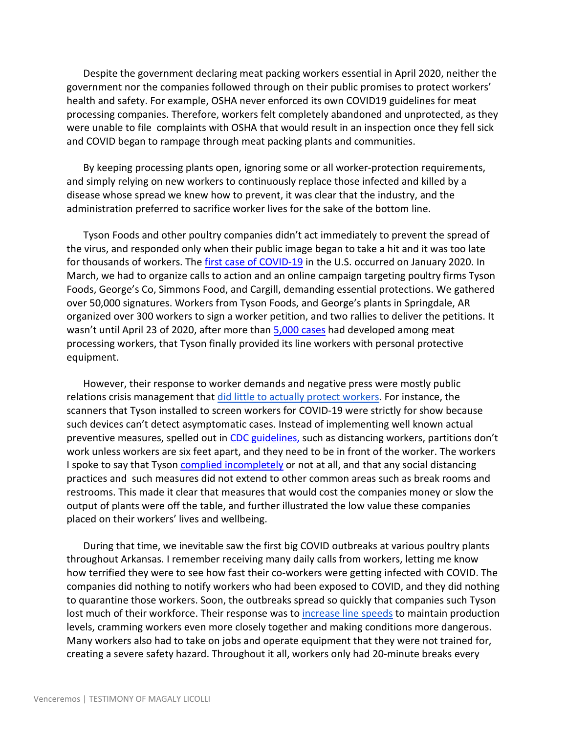Despite the government declaring meat packing workers essential in April 2020, neither the government nor the companies followed through on their public promises to protect workers' health and safety. For example, OSHA never enforced its own COVID19 guidelines for meat processing companies. Therefore, workers felt completely abandoned and unprotected, as they were unable to file complaints with OSHA that would result in an inspection once they fell sick and COVID began to rampage through meat packing plants and communities.

By keeping processing plants open, ignoring some or all worker-protection requirements, and simply relying on new workers to continuously replace those infected and killed by a disease whose spread we knew how to prevent, it was clear that the industry, and the administration preferred to sacrifice worker lives for the sake of the bottom line.

Tyson Foods and other poultry companies didn't act immediately to prevent the spread of the virus, and responded only when their public image began to take a hit and it was too late for thousands of workers. The first case of COVID-19 in the U.S. occurred on January 2020. In March, we had to organize calls to action and an online campaign targeting poultry firms Tyson Foods, George's Co, Simmons Food, and Cargill, demanding essential protections. We gathered over 50,000 signatures. Workers from Tyson Foods, and George's plants in Springdale, AR organized over 300 workers to sign a worker petition, and two rallies to deliver the petitions. It wasn't until April 23 of 2020, after more than 5,000 cases had developed among meat processing workers, that Tyson finally provided its line workers with personal protective equipment.

However, their response to worker demands and negative press were mostly public relations crisis management that did little to actually protect workers. For instance, the scanners that Tyson installed to screen workers for COVID-19 were strictly for show because such devices can't detect asymptomatic cases. Instead of implementing well known actual preventive measures, spelled out in CDC guidelines, such as distancing workers, partitions don't work unless workers are six feet apart, and they need to be in front of the worker. The workers I spoke to say that Tyson complied incompletely or not at all, and that any social distancing practices and such measures did not extend to other common areas such as break rooms and restrooms. This made it clear that measures that would cost the companies money or slow the output of plants were off the table, and further illustrated the low value these companies placed on their workers' lives and wellbeing.

During that time, we inevitable saw the first big COVID outbreaks at various poultry plants throughout Arkansas. I remember receiving many daily calls from workers, letting me know how terrified they were to see how fast their co-workers were getting infected with COVID. The companies did nothing to notify workers who had been exposed to COVID, and they did nothing to quarantine those workers. Soon, the outbreaks spread so quickly that companies such Tyson lost much of their workforce. Their response was to increase line speeds to maintain production levels, cramming workers even more closely together and making conditions more dangerous. Many workers also had to take on jobs and operate equipment that they were not trained for, creating a severe safety hazard. Throughout it all, workers only had 20-minute breaks every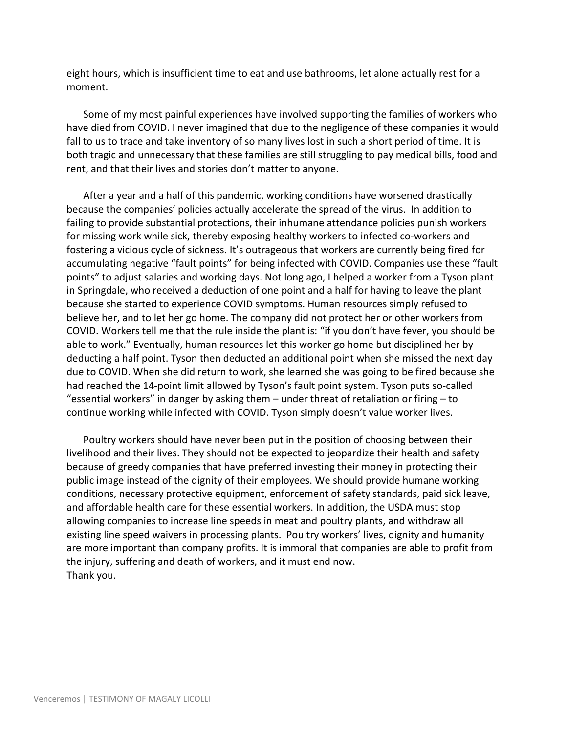eight hours, which is insufficient time to eat and use bathrooms, let alone actually rest for a moment.

Some of my most painful experiences have involved supporting the families of workers who have died from COVID. I never imagined that due to the negligence of these companies it would fall to us to trace and take inventory of so many lives lost in such a short period of time. It is both tragic and unnecessary that these families are still struggling to pay medical bills, food and rent, and that their lives and stories don't matter to anyone.

After a year and a half of this pandemic, working conditions have worsened drastically because the companies' policies actually accelerate the spread of the virus. In addition to failing to provide substantial protections, their inhumane attendance policies punish workers for missing work while sick, thereby exposing healthy workers to infected co-workers and fostering a vicious cycle of sickness. It's outrageous that workers are currently being fired for accumulating negative "fault points" for being infected with COVID. Companies use these "fault points" to adjust salaries and working days. Not long ago, I helped a worker from a Tyson plant in Springdale, who received a deduction of one point and a half for having to leave the plant because she started to experience COVID symptoms. Human resources simply refused to believe her, and to let her go home. The company did not protect her or other workers from COVID. Workers tell me that the rule inside the plant is: "if you don't have fever, you should be able to work." Eventually, human resources let this worker go home but disciplined her by deducting a half point. Tyson then deducted an additional point when she missed the next day due to COVID. When she did return to work, she learned she was going to be fired because she had reached the 14-point limit allowed by Tyson's fault point system. Tyson puts so-called "essential workers" in danger by asking them – under threat of retaliation or firing – to continue working while infected with COVID. Tyson simply doesn't value worker lives.

Poultry workers should have never been put in the position of choosing between their livelihood and their lives. They should not be expected to jeopardize their health and safety because of greedy companies that have preferred investing their money in protecting their public image instead of the dignity of their employees. We should provide humane working conditions, necessary protective equipment, enforcement of safety standards, paid sick leave, and affordable health care for these essential workers. In addition, the USDA must stop allowing companies to increase line speeds in meat and poultry plants, and withdraw all existing line speed waivers in processing plants. Poultry workers' lives, dignity and humanity are more important than company profits. It is immoral that companies are able to profit from the injury, suffering and death of workers, and it must end now.

Thank you.